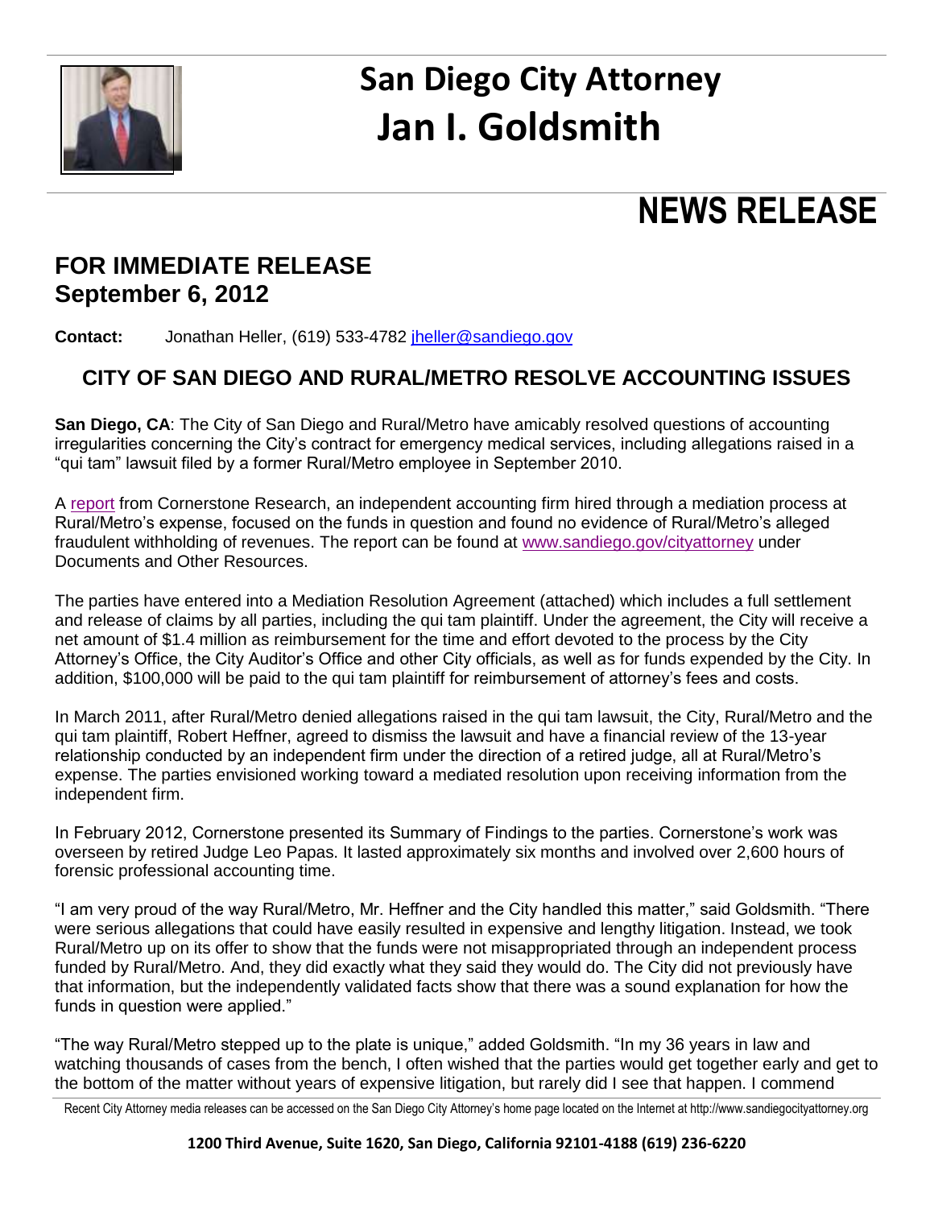# San Diego City Attorney
# Jan I. Goldsmith

# NEWS RELEASE

## FOR IMMEDIATE RELEASE
## September 6, 2012

**Contact:** Jonathan Heller, (619) 533-4782 [jheller@sandiego.gov](mailto:jheller@sandiego.gov)

## CITY OF SAN DIEGO AND RURAL/METRO RESOLVE ACCOUNTING ISSUES

**San Diego, CA**: The City of San Diego and Rural/Metro have amicably resolved questions of accounting irregularities concerning the City's contract for emergency medical services, including allegations raised in a "qui tam" lawsuit filed by a former Rural/Metro employee in September 2010.

A report from Cornerstone Research, an independent accounting firm hired through a mediation process at Rural/Metro's expense, focused on the funds in question and found no evidence of Rural/Metro's alleged fraudulent withholding of revenues. The report can be found at www.sandiego.gov/cityattorney under Documents and Other Resources.

The parties have entered into a Mediation Resolution Agreement (attached) which includes a full settlement and release of claims by all parties, including the qui tam plaintiff. Under the agreement, the City will receive a net amount of $1.4 million as reimbursement for the time and effort devoted to the process by the City Attorney's Office, the City Auditor's Office and other City officials, as well as for funds expended by the City. In addition, $100,000 will be paid to the qui tam plaintiff for reimbursement of attorney's fees and costs.

In March 2011, after Rural/Metro denied allegations raised in the qui tam lawsuit, the City, Rural/Metro and the qui tam plaintiff, Robert Heffner, agreed to dismiss the lawsuit and have a financial review of the 13-year relationship conducted by an independent firm under the direction of a retired judge, all at Rural/Metro's expense. The parties envisioned working toward a mediated resolution upon receiving information from the independent firm.

In February 2012, Cornerstone presented its Summary of Findings to the parties. Cornerstone's work was overseen by retired Judge Leo Papas. It lasted approximately six months and involved over 2,600 hours of forensic professional accounting time.

"I am very proud of the way Rural/Metro, Mr. Heffner and the City handled this matter," said Goldsmith. "There were serious allegations that could have easily resulted in expensive and lengthy litigation. Instead, we took Rural/Metro up on its offer to show that the funds were not misappropriated through an independent process funded by Rural/Metro. And, they did exactly what they said they would do. The City did not previously have that information, but the independently validated facts show that there was a sound explanation for how the funds in question were applied."

"The way Rural/Metro stepped up to the plate is unique," added Goldsmith. "In my 36 years in law and watching thousands of cases from the bench, I often wished that the parties would get together early and get to the bottom of the matter without years of expensive litigation, but rarely did I see that happen. I commend

Recent City Attorney media releases can be accessed on the San Diego City Attorney's home page located on the Internet at http://www.sandiegocityattorney.org

**1200 Third Avenue, Suite 1620, San Diego, California 92101-4188 (619) 236-6220**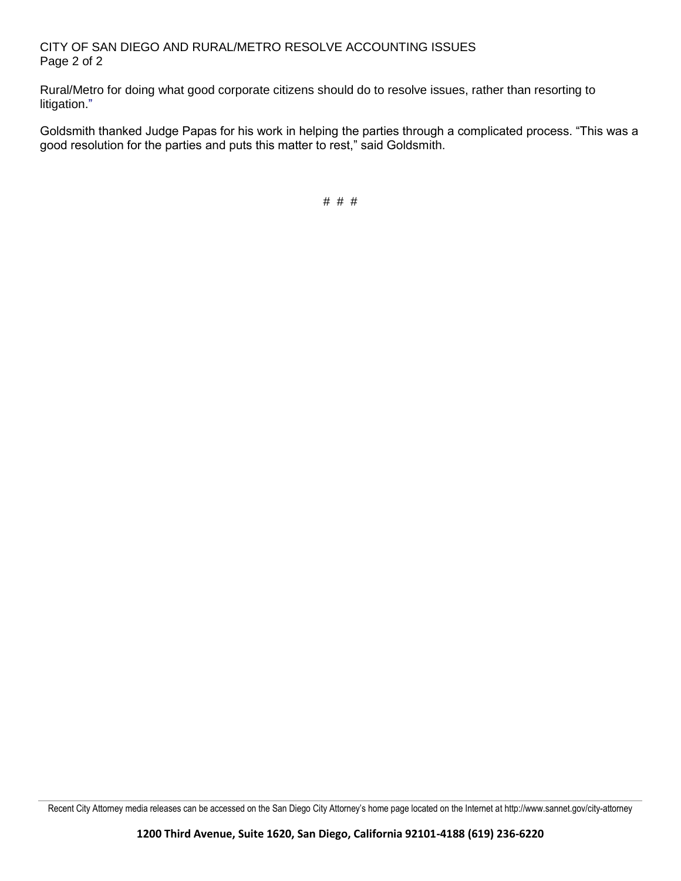Rural/Metro for doing what good corporate citizens should do to resolve issues, rather than resorting to litigation."

Goldsmith thanked Judge Papas for his work in helping the parties through a complicated process. "This was a good resolution for the parties and puts this matter to rest," said Goldsmith.

# # #

Recent City Attorney media releases can be accessed on the San Diego City Attorney's home page located on the Internet at http://www.sannet.gov/city-attorney

**1200 Third Avenue, Suite 1620, San Diego, California 92101-4188 (619) 236-6220**